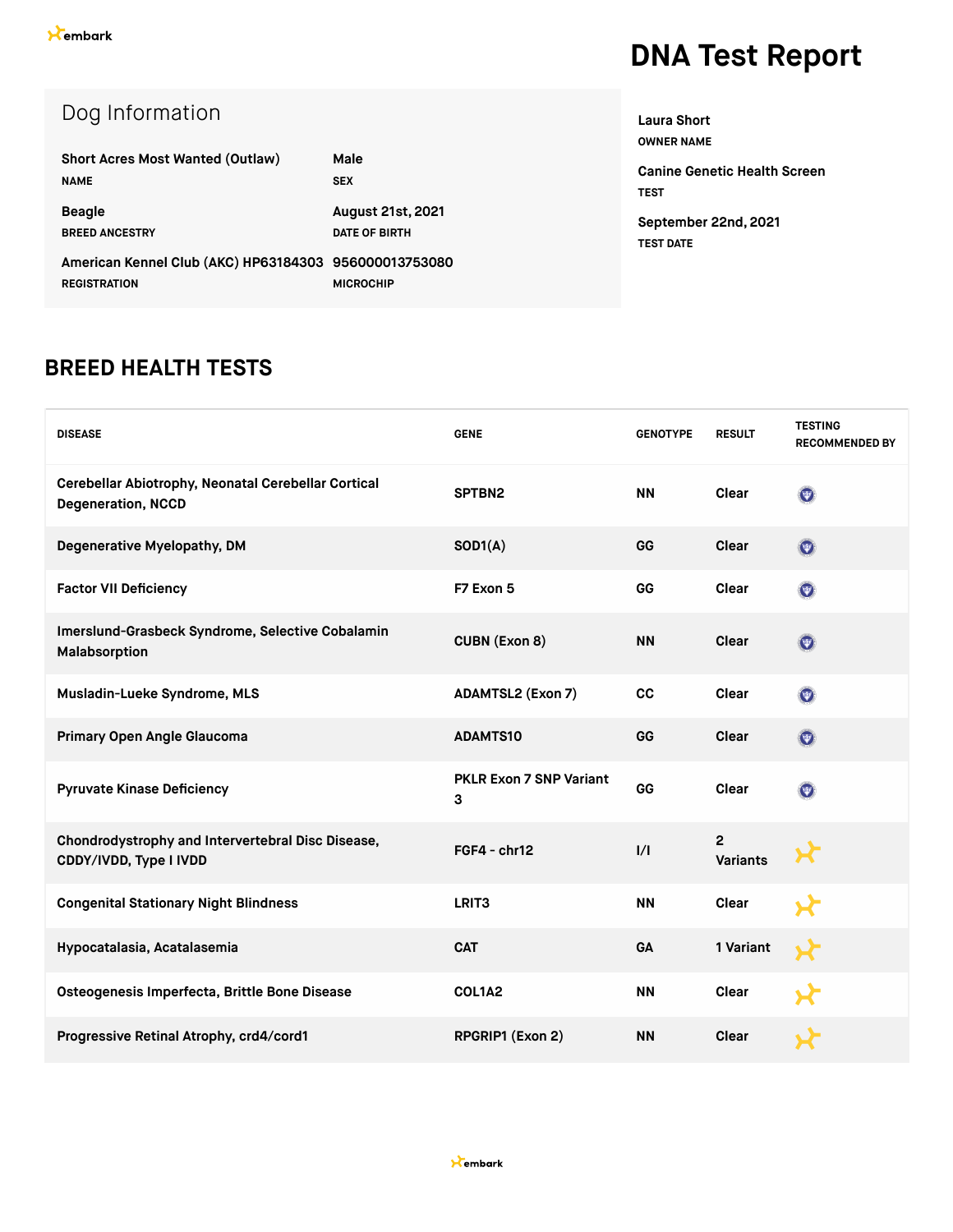embark

# DNA Test Report

## Dog Information

**Short Acres Most Wanted (Outlaw)**
NAME

**Male**
SEX

**Beagle**
BREED ANCESTRY

**August 21st, 2021**
DATE OF BIRTH

**American Kennel Club (AKC) HP63184303**
REGISTRATION

**956000013753080**
MICROCHIP

**Laura Short**
OWNER NAME

**Canine Genetic Health Screen**
TEST

**September 22nd, 2021**
TEST DATE

## BREED HEALTH TESTS

| DISEASE | GENE | GENOTYPE | RESULT | TESTING RECOMMENDED BY |
|---|---|---|---|---|
| Cerebellar Abiotrophy, Neonatal Cerebellar Cortical Degeneration, NCCD | SPTBN2 | NN | Clear | |
| Degenerative Myelopathy, DM | SOD1(A) | GG | Clear | |
| Factor VII Deficiency | F7 Exon 5 | GG | Clear | |
| Imerslund-Grasbeck Syndrome, Selective Cobalamin Malabsorption | CUBN (Exon 8) | NN | Clear | |
| Musladin-Lueke Syndrome, MLS | ADAMTSL2 (Exon 7) | CC | Clear | |
| Primary Open Angle Glaucoma | ADAMTS10 | GG | Clear | |
| Pyruvate Kinase Deficiency | PKLR Exon 7 SNP Variant 3 | GG | Clear | |
| Chondrodystrophy and Intervertebral Disc Disease, CDDY/IVDD, Type I IVDD | FGF4 - chr12 | I/I | 2 Variants | |
| Congenital Stationary Night Blindness | LRIT3 | NN | Clear | |
| Hypocatalasia, Acatalasemia | CAT | GA | 1 Variant | |
| Osteogenesis Imperfecta, Brittle Bone Disease | COL1A2 | NN | Clear | |
| Progressive Retinal Atrophy, crd4/cord1 | RPGRIP1 (Exon 2) | NN | Clear | |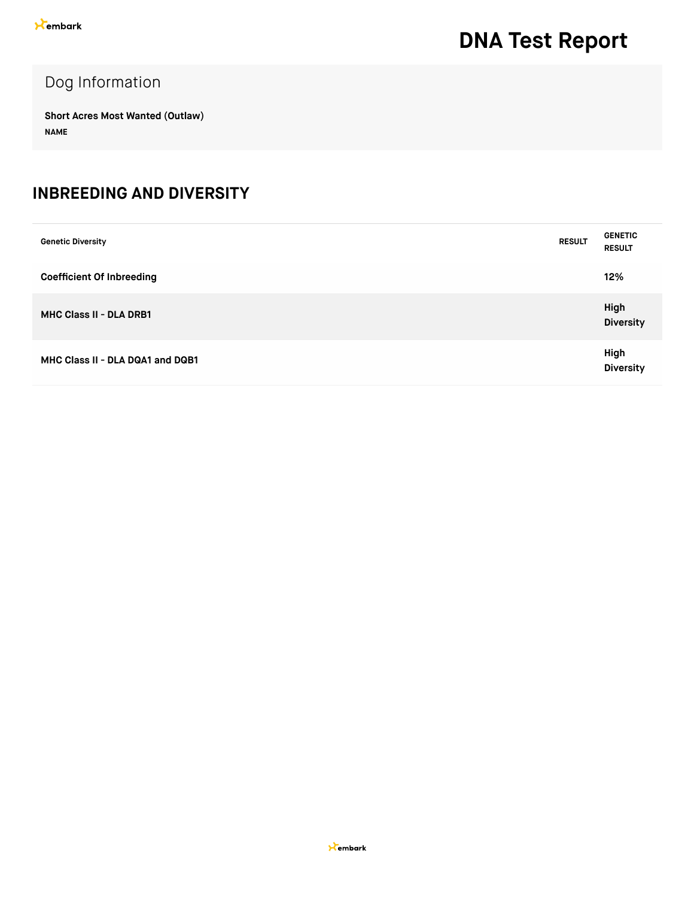# DNA Test Report

## Dog Information

**Short Acres Most Wanted (Outlaw)**
**NAME**

## INBREEDING AND DIVERSITY

| Genetic Diversity | RESULT | GENETIC RESULT |
|---|---|---|
| **Coefficient Of Inbreeding** | | **12%** |
| **MHC Class II - DLA DRB1** | | **High Diversity** |
| **MHC Class II - DLA DQA1 and DQB1** | | **High Diversity** |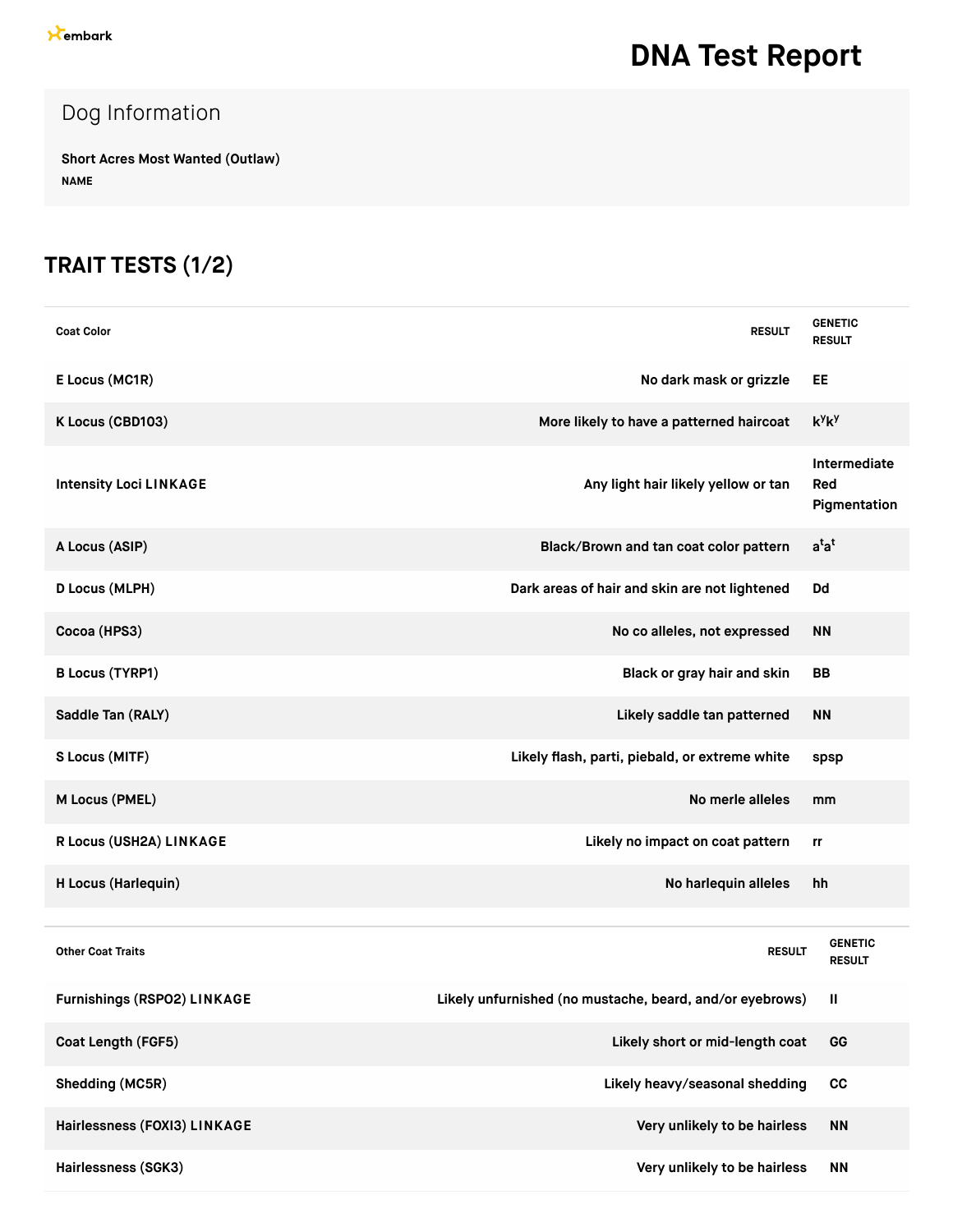embark

# DNA Test Report

## Dog Information

**Short Acres Most Wanted (Outlaw)**
**NAME**

## TRAIT TESTS (1/2)

| Coat Color | RESULT | GENETIC RESULT |
|---|---|---|
| E Locus (MC1R) | No dark mask or grizzle | EE |
| K Locus (CBD103) | More likely to have a patterned haircoat | $k^y k^y$ |
| Intensity Loci LINKAGE | Any light hair likely yellow or tan | Intermediate Red Pigmentation |
| A Locus (ASIP) | Black/Brown and tan coat color pattern | $a^t a^t$ |
| D Locus (MLPH) | Dark areas of hair and skin are not lightened | Dd |
| Cocoa (HPS3) | No co alleles, not expressed | NN |
| B Locus (TYRP1) | Black or gray hair and skin | BB |
| Saddle Tan (RALY) | Likely saddle tan patterned | NN |
| S Locus (MITF) | Likely flash, parti, piebald, or extreme white | spsp |
| M Locus (PMEL) | No merle alleles | mm |
| R Locus (USH2A) LINKAGE | Likely no impact on coat pattern | rr |
| H Locus (Harlequin) | No harlequin alleles | hh |

| Other Coat Traits | RESULT | GENETIC RESULT |
|---|---|---|
| Furnishings (RSPO2) LINKAGE | Likely unfurnished (no mustache, beard, and/or eyebrows) | II |
| Coat Length (FGF5) | Likely short or mid-length coat | GG |
| Shedding (MC5R) | Likely heavy/seasonal shedding | CC |
| Hairlessness (FOXI3) LINKAGE | Very unlikely to be hairless | NN |
| Hairlessness (SGK3) | Very unlikely to be hairless | NN |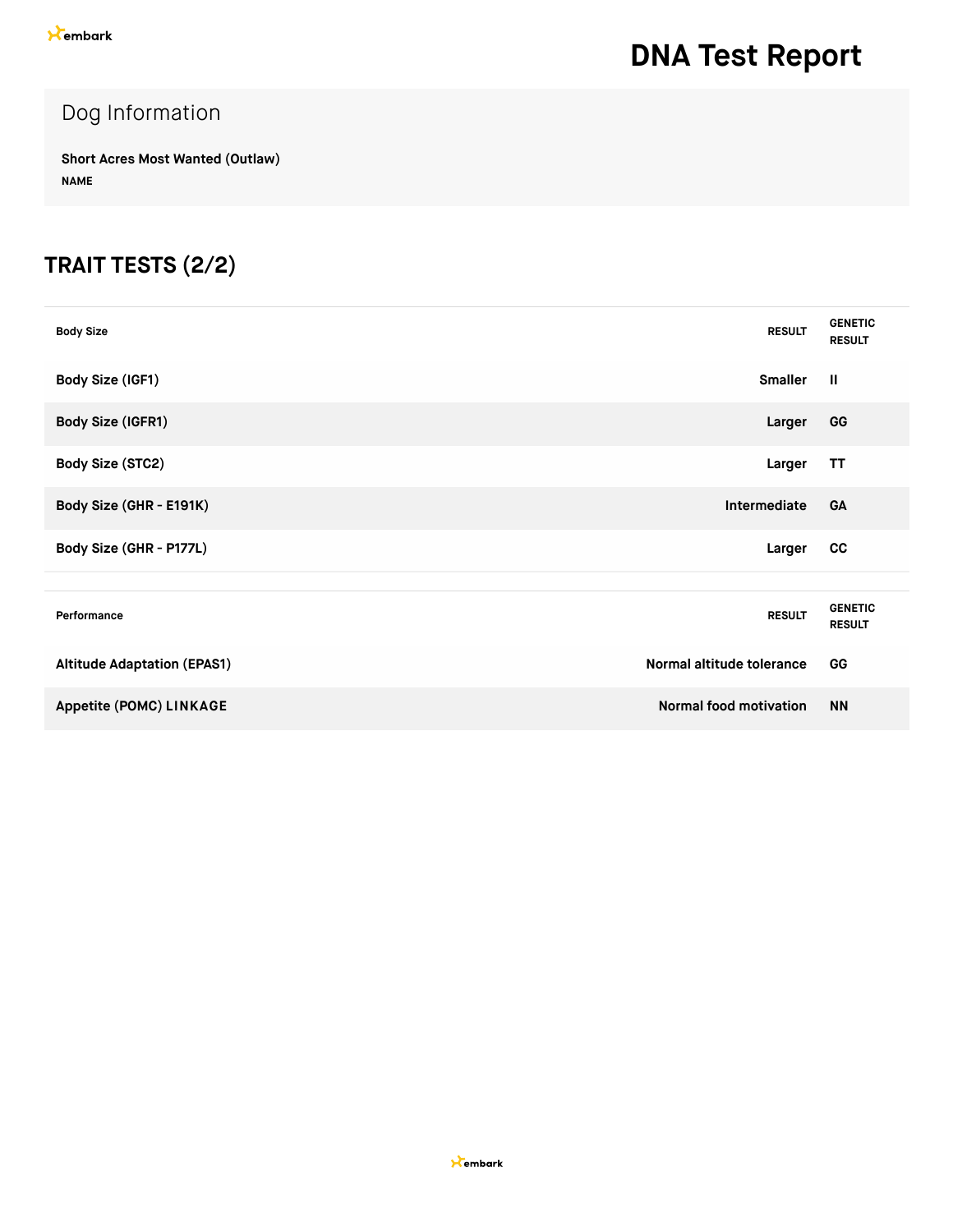# DNA Test Report

## Dog Information

**Short Acres Most Wanted (Outlaw)**
**NAME**

## TRAIT TESTS (2/2)

| Body Size | RESULT | GENETIC RESULT |
| --- | --- | --- |
| Body Size (IGF1) | Smaller | II |
| Body Size (IGFR1) | Larger | GG |
| Body Size (STC2) | Larger | TT |
| Body Size (GHR - E191K) | Intermediate | GA |
| Body Size (GHR - P177L) | Larger | CC |

| Performance | RESULT | GENETIC RESULT |
| --- | --- | --- |
| Altitude Adaptation (EPAS1) | Normal altitude tolerance | GG |
| Appetite (POMC) LINKAGE | Normal food motivation | NN |